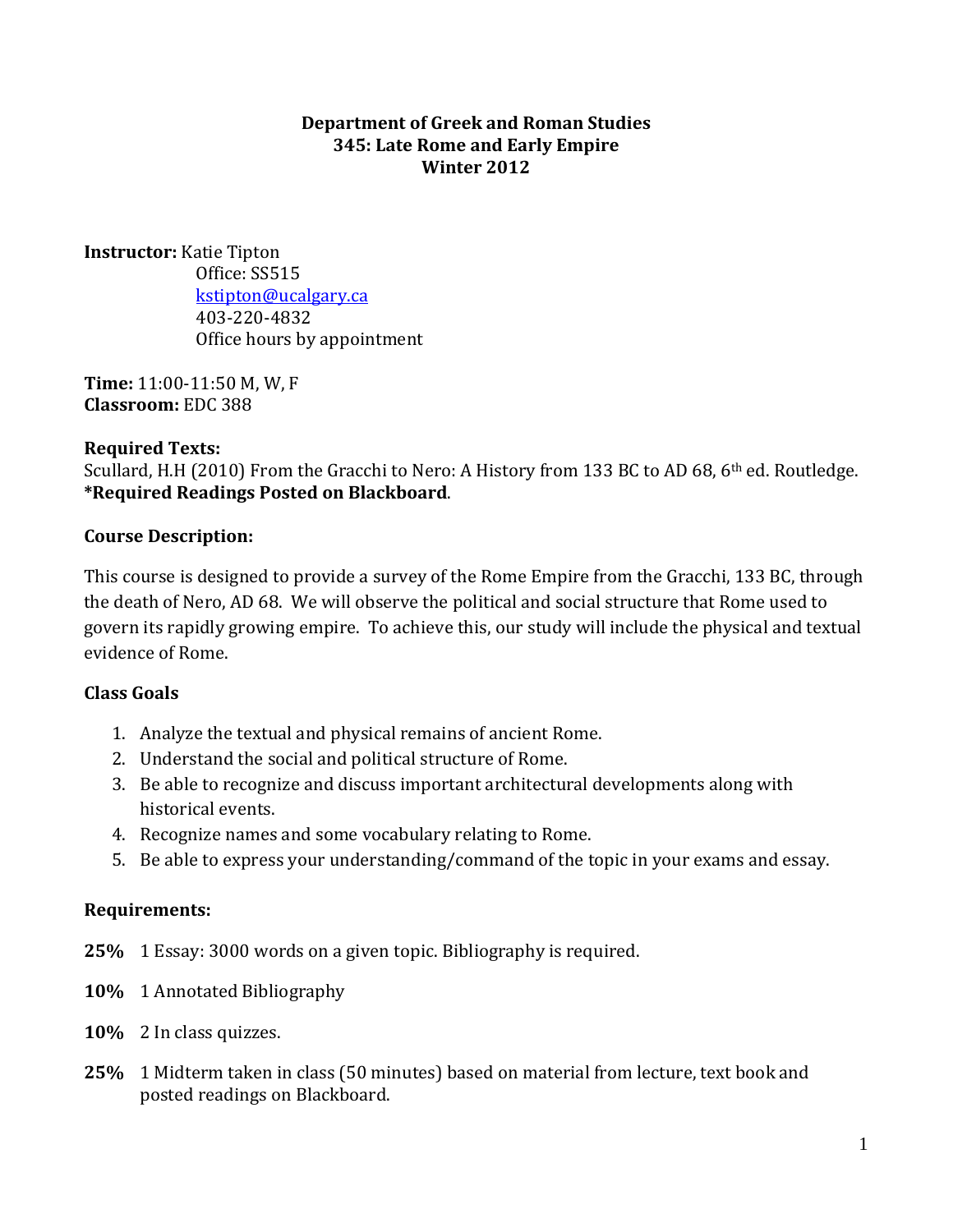**Department of Greek and Roman Studies**
**345: Late Rome and Early Empire**
**Winter 2012**

**Instructor:** Katie Tipton
Office: SS515
kstipton@ucalgary.ca
403-220-4832
Office hours by appointment

**Time:** 11:00-11:50 M, W, F
**Classroom:** EDC 388

**Required Texts:**
Scullard, H.H (2010) From the Gracchi to Nero: A History from 133 BC to AD 68, 6th ed. Routledge.
**\*Required Readings Posted on Blackboard**.

**Course Description:**

This course is designed to provide a survey of the Rome Empire from the Gracchi, 133 BC, through the death of Nero, AD 68. We will observe the political and social structure that Rome used to govern its rapidly growing empire. To achieve this, our study will include the physical and textual evidence of Rome.

**Class Goals**

1. Analyze the textual and physical remains of ancient Rome.
2. Understand the social and political structure of Rome.
3. Be able to recognize and discuss important architectural developments along with historical events.
4. Recognize names and some vocabulary relating to Rome.
5. Be able to express your understanding/command of the topic in your exams and essay.

**Requirements:**

**25%** 1 Essay: 3000 words on a given topic. Bibliography is required.

**10%** 1 Annotated Bibliography

**10%** 2 In class quizzes.

**25%** 1 Midterm taken in class (50 minutes) based on material from lecture, text book and posted readings on Blackboard.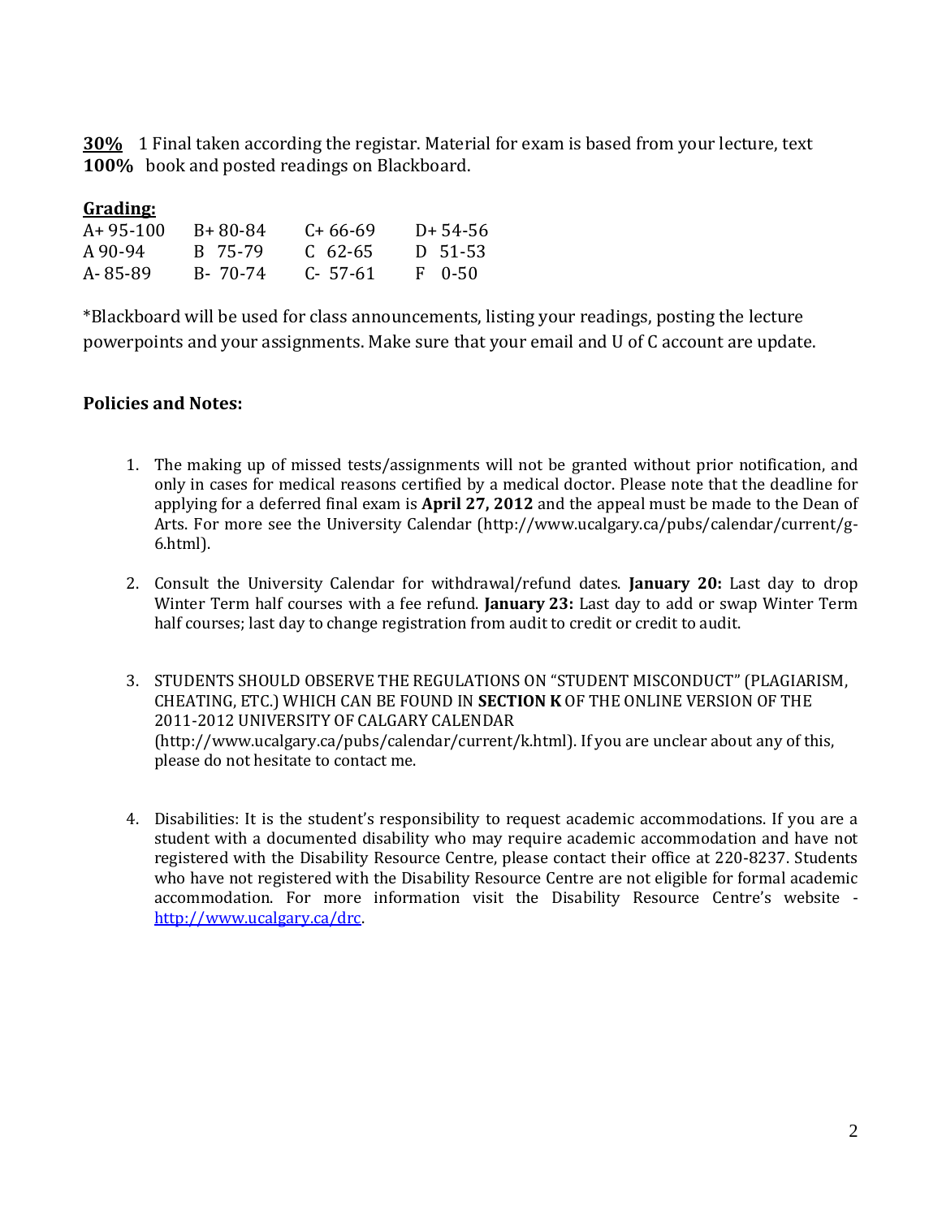**30%** 1 Final taken according the registar. Material for exam is based from your lecture, text
**100%** book and posted readings on Blackboard.

**Grading:**

| | | | |
|---|---|---|---|
| A+ 95-100 | B+ 80-84 | C+ 66-69 | D+ 54-56 |
| A 90-94 | B 75-79 | C 62-65 | D 51-53 |
| A- 85-89 | B- 70-74 | C- 57-61 | F 0-50 |

*Blackboard will be used for class announcements, listing your readings, posting the lecture powerpoints and your assignments. Make sure that your email and U of C account are update.

**Policies and Notes:**

1. The making up of missed tests/assignments will not be granted without prior notification, and only in cases for medical reasons certified by a medical doctor. Please note that the deadline for applying for a deferred final exam is **April 27, 2012** and the appeal must be made to the Dean of Arts. For more see the University Calendar (http://www.ucalgary.ca/pubs/calendar/current/g-6.html).

2. Consult the University Calendar for withdrawal/refund dates. **January 20:** Last day to drop Winter Term half courses with a fee refund. **January 23:** Last day to add or swap Winter Term half courses; last day to change registration from audit to credit or credit to audit.

3. STUDENTS SHOULD OBSERVE THE REGULATIONS ON "STUDENT MISCONDUCT" (PLAGIARISM, CHEATING, ETC.) WHICH CAN BE FOUND IN **SECTION K** OF THE ONLINE VERSION OF THE 2011-2012 UNIVERSITY OF CALGARY CALENDAR (http://www.ucalgary.ca/pubs/calendar/current/k.html). If you are unclear about any of this, please do not hesitate to contact me.

4. Disabilities: It is the student's responsibility to request academic accommodations. If you are a student with a documented disability who may require academic accommodation and have not registered with the Disability Resource Centre, please contact their office at 220-8237. Students who have not registered with the Disability Resource Centre are not eligible for formal academic accommodation. For more information visit the Disability Resource Centre's website - http://www.ucalgary.ca/drc.